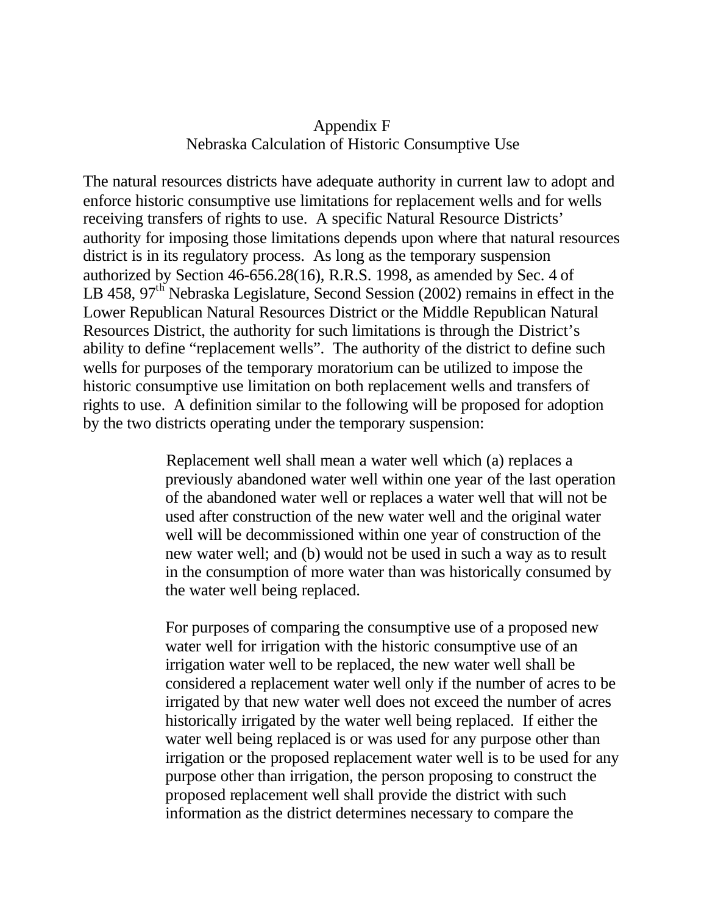# Appendix F
## Nebraska Calculation of Historic Consumptive Use

The natural resources districts have adequate authority in current law to adopt and enforce historic consumptive use limitations for replacement wells and for wells receiving transfers of rights to use. A specific Natural Resource Districts' authority for imposing those limitations depends upon where that natural resources district is in its regulatory process. As long as the temporary suspension authorized by Section 46-656.28(16), R.R.S. 1998, as amended by Sec. 4 of LB 458, 97th Nebraska Legislature, Second Session (2002) remains in effect in the Lower Republican Natural Resources District or the Middle Republican Natural Resources District, the authority for such limitations is through the District's ability to define "replacement wells". The authority of the district to define such wells for purposes of the temporary moratorium can be utilized to impose the historic consumptive use limitation on both replacement wells and transfers of rights to use. A definition similar to the following will be proposed for adoption by the two districts operating under the temporary suspension:

> Replacement well shall mean a water well which (a) replaces a previously abandoned water well within one year of the last operation of the abandoned water well or replaces a water well that will not be used after construction of the new water well and the original water well will be decommissioned within one year of construction of the new water well; and (b) would not be used in such a way as to result in the consumption of more water than was historically consumed by the water well being replaced.
>
> For purposes of comparing the consumptive use of a proposed new water well for irrigation with the historic consumptive use of an irrigation water well to be replaced, the new water well shall be considered a replacement water well only if the number of acres to be irrigated by that new water well does not exceed the number of acres historically irrigated by the water well being replaced. If either the water well being replaced is or was used for any purpose other than irrigation or the proposed replacement water well is to be used for any purpose other than irrigation, the person proposing to construct the proposed replacement well shall provide the district with such information as the district determines necessary to compare the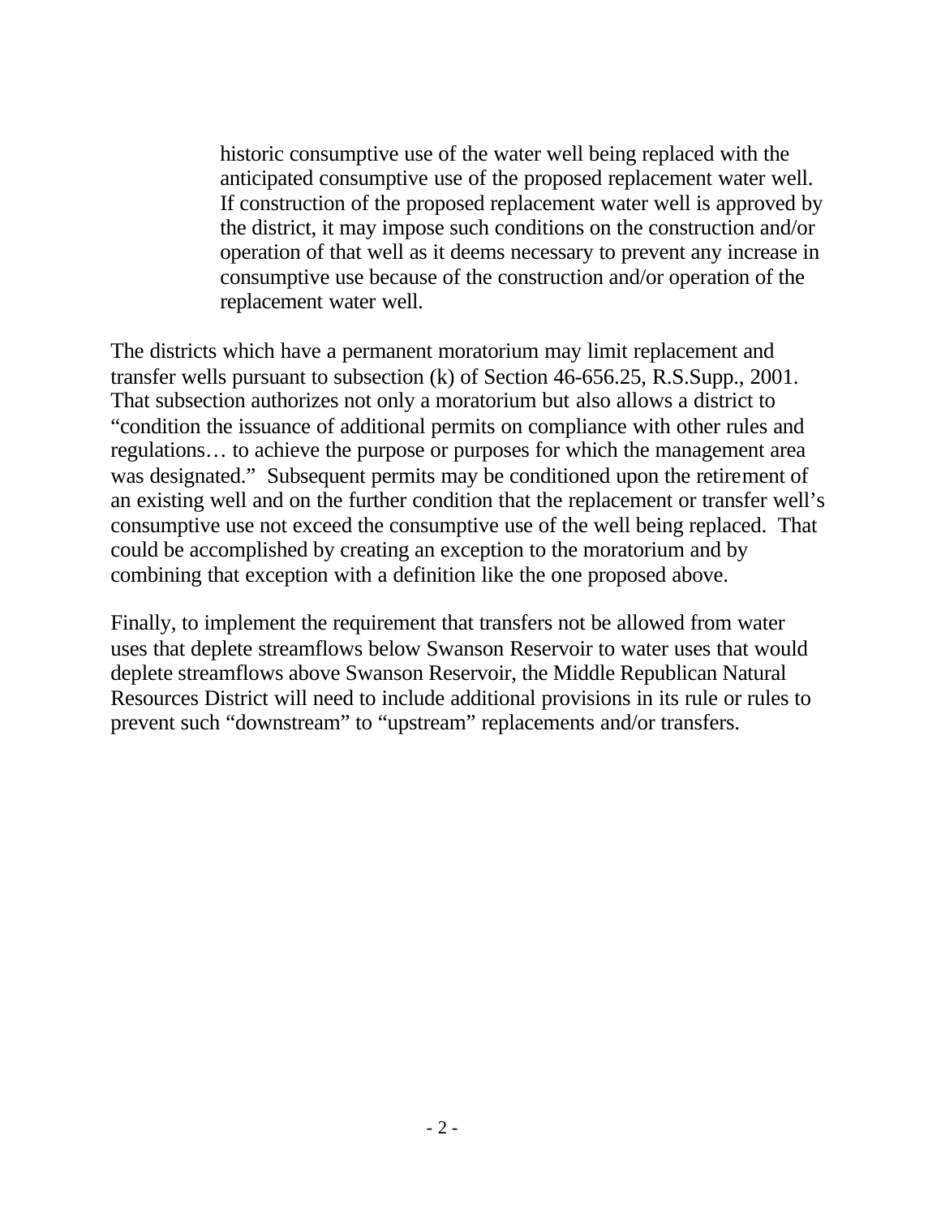> historic consumptive use of the water well being replaced with the anticipated consumptive use of the proposed replacement water well. If construction of the proposed replacement water well is approved by the district, it may impose such conditions on the construction and/or operation of that well as it deems necessary to prevent any increase in consumptive use because of the construction and/or operation of the replacement water well.

The districts which have a permanent moratorium may limit replacement and transfer wells pursuant to subsection (k) of Section 46-656.25, R.S.Supp., 2001. That subsection authorizes not only a moratorium but also allows a district to "condition the issuance of additional permits on compliance with other rules and regulations… to achieve the purpose or purposes for which the management area was designated." Subsequent permits may be conditioned upon the retirement of an existing well and on the further condition that the replacement or transfer well's consumptive use not exceed the consumptive use of the well being replaced. That could be accomplished by creating an exception to the moratorium and by combining that exception with a definition like the one proposed above.

Finally, to implement the requirement that transfers not be allowed from water uses that deplete streamflows below Swanson Reservoir to water uses that would deplete streamflows above Swanson Reservoir, the Middle Republican Natural Resources District will need to include additional provisions in its rule or rules to prevent such "downstream" to "upstream" replacements and/or transfers.